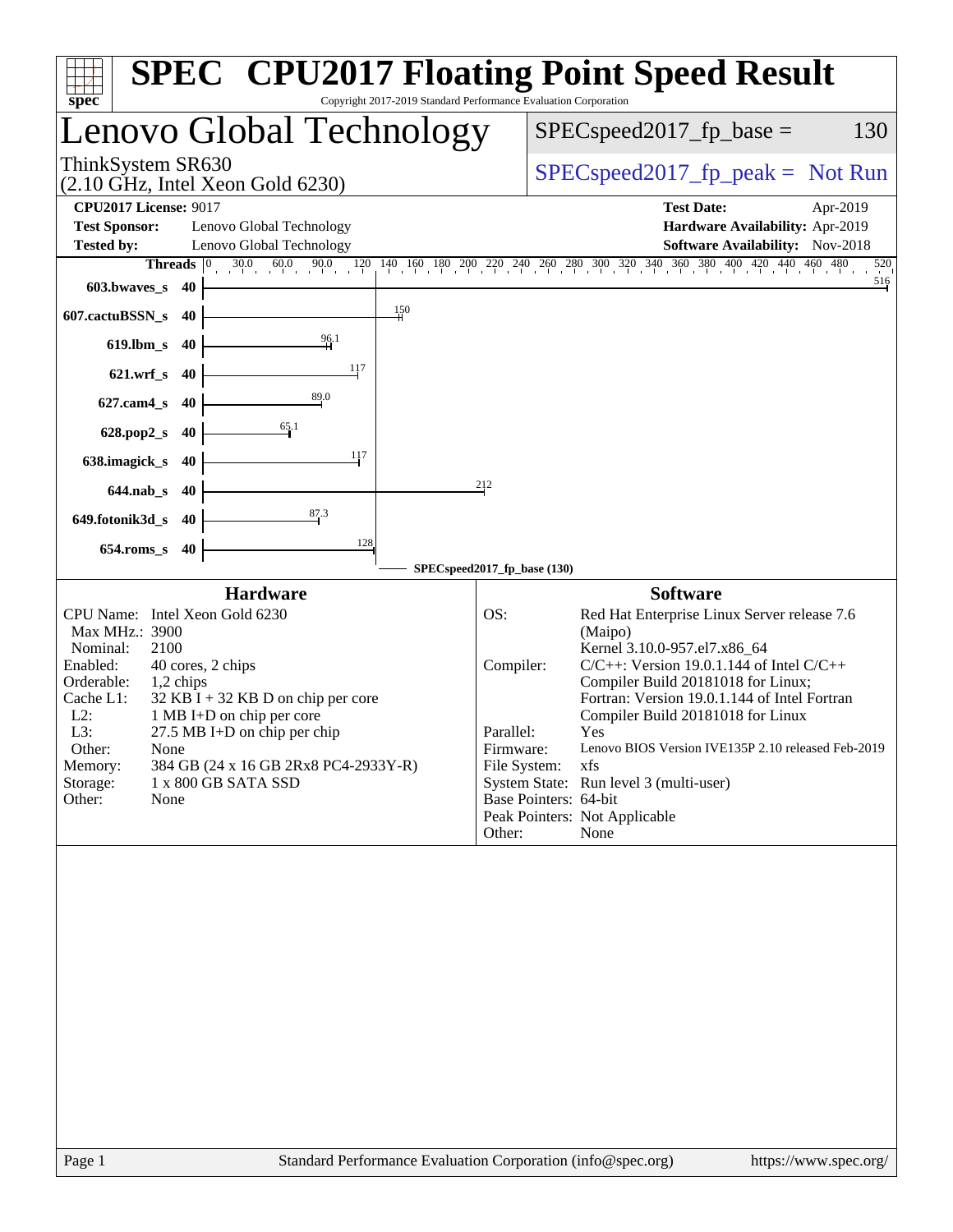# SPEC CPU2017 Floating Point Speed Result

Copyright 2017-2019 Standard Performance Evaluation Corporation

## Lenovo Global Technology

ThinkSystem SR630
(2.10 GHz, Intel Xeon Gold 6230)

SPECspeed2017_fp_base = 130

SPECspeed2017_fp_peak = Not Run

**CPU2017 License:** 9017
**Test Sponsor:** Lenovo Global Technology
**Tested by:** Lenovo Global Technology

**Test Date:** Apr-2019
**Hardware Availability:** Apr-2019
**Software Availability:** Nov-2018

| Benchmark | Threads | Base Ratio |
|---|---|---|
| 603.bwaves_s | 40 | 516 |
| 607.cactuBSSN_s | 40 | 150 |
| 619.lbm_s | 40 | 96.1 |
| 621.wrf_s | 40 | 117 |
| 627.cam4_s | 40 | 89.0 |
| 628.pop2_s | 40 | 65.1 |
| 638.imagick_s | 40 | 117 |
| 644.nab_s | 40 | 212 |
| 649.fotonik3d_s | 40 | 87.3 |
| 654.roms_s | 40 | 128 |

SPECspeed2017_fp_base (130)

### Hardware

| | |
|---|---|
| CPU Name: | Intel Xeon Gold 6230 |
| Max MHz.: | 3900 |
| Nominal: | 2100 |
| Enabled: | 40 cores, 2 chips |
| Orderable: | 1,2 chips |
| Cache L1: | 32 KB I + 32 KB D on chip per core |
| L2: | 1 MB I+D on chip per core |
| L3: | 27.5 MB I+D on chip per chip |
| Other: | None |
| Memory: | 384 GB (24 x 16 GB 2Rx8 PC4-2933Y-R) |
| Storage: | 1 x 800 GB SATA SSD |
| Other: | None |

### Software

| | |
|---|---|
| OS: | Red Hat Enterprise Linux Server release 7.6 (Maipo) Kernel 3.10.0-957.el7.x86_64 |
| Compiler: | C/C++: Version 19.0.1.144 of Intel C/C++ Compiler Build 20181018 for Linux; Fortran: Version 19.0.1.144 of Intel Fortran Compiler Build 20181018 for Linux |
| Parallel: | Yes |
| Firmware: | Lenovo BIOS Version IVE135P 2.10 released Feb-2019 |
| File System: | xfs |
| System State: | Run level 3 (multi-user) |
| Base Pointers: | 64-bit |
| Peak Pointers: | Not Applicable |
| Other: | None |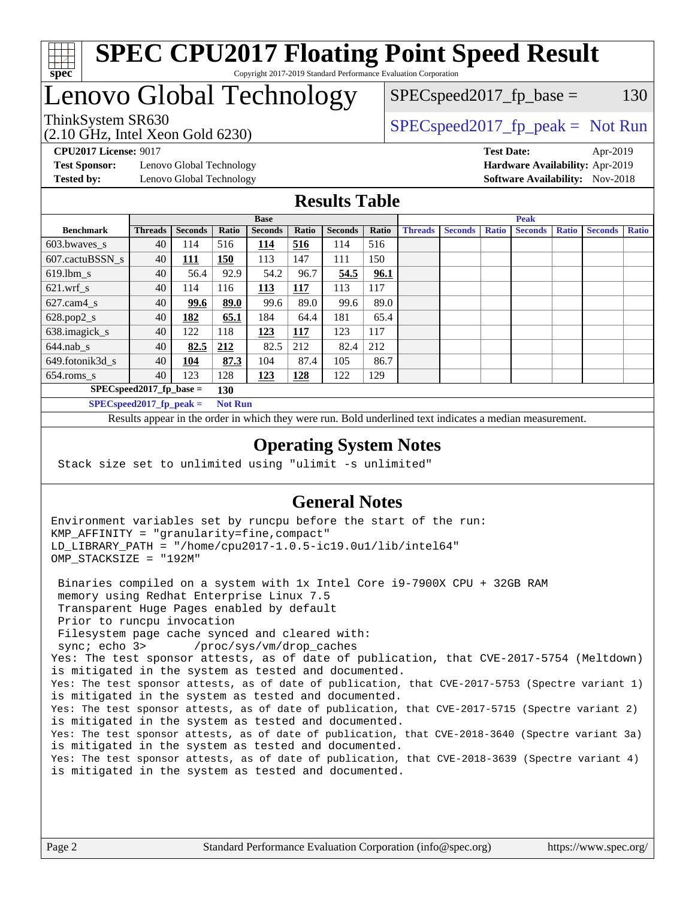# SPEC CPU2017 Floating Point Speed Result

Copyright 2017-2019 Standard Performance Evaluation Corporation

# Lenovo Global Technology

ThinkSystem SR630
(2.10 GHz, Intel Xeon Gold 6230)

SPECspeed2017_fp_base = 130

SPECspeed2017_fp_peak = Not Run

**CPU2017 License:** 9017
**Test Sponsor:** Lenovo Global Technology
**Tested by:** Lenovo Global Technology

**Test Date:** Apr-2019
**Hardware Availability:** Apr-2019
**Software Availability:** Nov-2018

## Results Table

| | Base | | | | | | | Peak | | | | | | |
|---|---|---|---|---|---|---|---|---|---|---|---|---|---|---|
| **Benchmark** | **Threads** | **Seconds** | **Ratio** | **Seconds** | **Ratio** | **Seconds** | **Ratio** | **Threads** | **Seconds** | **Ratio** | **Seconds** | **Ratio** | **Seconds** | **Ratio** |
| 603.bwaves_s | 40 | 114 | 516 | **114** | **516** | 114 | 516 | | | | | | | |
| 607.cactuBSSN_s | 40 | **111** | **150** | 113 | 147 | 111 | 150 | | | | | | | |
| 619.lbm_s | 40 | 56.4 | 92.9 | 54.2 | 96.7 | **54.5** | **96.1** | | | | | | | |
| 621.wrf_s | 40 | 114 | 116 | **113** | **117** | 113 | 117 | | | | | | | |
| 627.cam4_s | 40 | **99.6** | **89.0** | 99.6 | 89.0 | 99.6 | 89.0 | | | | | | | |
| 628.pop2_s | 40 | **182** | **65.1** | 184 | 64.4 | 181 | 65.4 | | | | | | | |
| 638.imagick_s | 40 | 122 | 118 | **123** | **117** | 123 | 117 | | | | | | | |
| 644.nab_s | 40 | **82.5** | **212** | 82.5 | 212 | 82.4 | 212 | | | | | | | |
| 649.fotonik3d_s | 40 | **104** | **87.3** | 104 | 87.4 | 105 | 86.7 | | | | | | | |
| 654.roms_s | 40 | 123 | 128 | **123** | **128** | 122 | 129 | | | | | | | |

**SPECspeed2017_fp_base = 130**

**SPECspeed2017_fp_peak = Not Run**

Results appear in the order in which they were run. Bold underlined text indicates a median measurement.

## Operating System Notes

```
Stack size set to unlimited using "ulimit -s unlimited"
```

## General Notes

```
Environment variables set by runcpu before the start of the run:
KMP_AFFINITY = "granularity=fine,compact"
LD_LIBRARY_PATH = "/home/cpu2017-1.0.5-ic19.0u1/lib/intel64"
OMP_STACKSIZE = "192M"

 Binaries compiled on a system with 1x Intel Core i9-7900X CPU + 32GB RAM
 memory using Redhat Enterprise Linux 7.5
 Transparent Huge Pages enabled by default
 Prior to runcpu invocation
 Filesystem page cache synced and cleared with:
 sync; echo 3>       /proc/sys/vm/drop_caches
Yes: The test sponsor attests, as of date of publication, that CVE-2017-5754 (Meltdown)
is mitigated in the system as tested and documented.
Yes: The test sponsor attests, as of date of publication, that CVE-2017-5753 (Spectre variant 1)
is mitigated in the system as tested and documented.
Yes: The test sponsor attests, as of date of publication, that CVE-2017-5715 (Spectre variant 2)
is mitigated in the system as tested and documented.
Yes: The test sponsor attests, as of date of publication, that CVE-2018-3640 (Spectre variant 3a)
is mitigated in the system as tested and documented.
Yes: The test sponsor attests, as of date of publication, that CVE-2018-3639 (Spectre variant 4)
is mitigated in the system as tested and documented.
```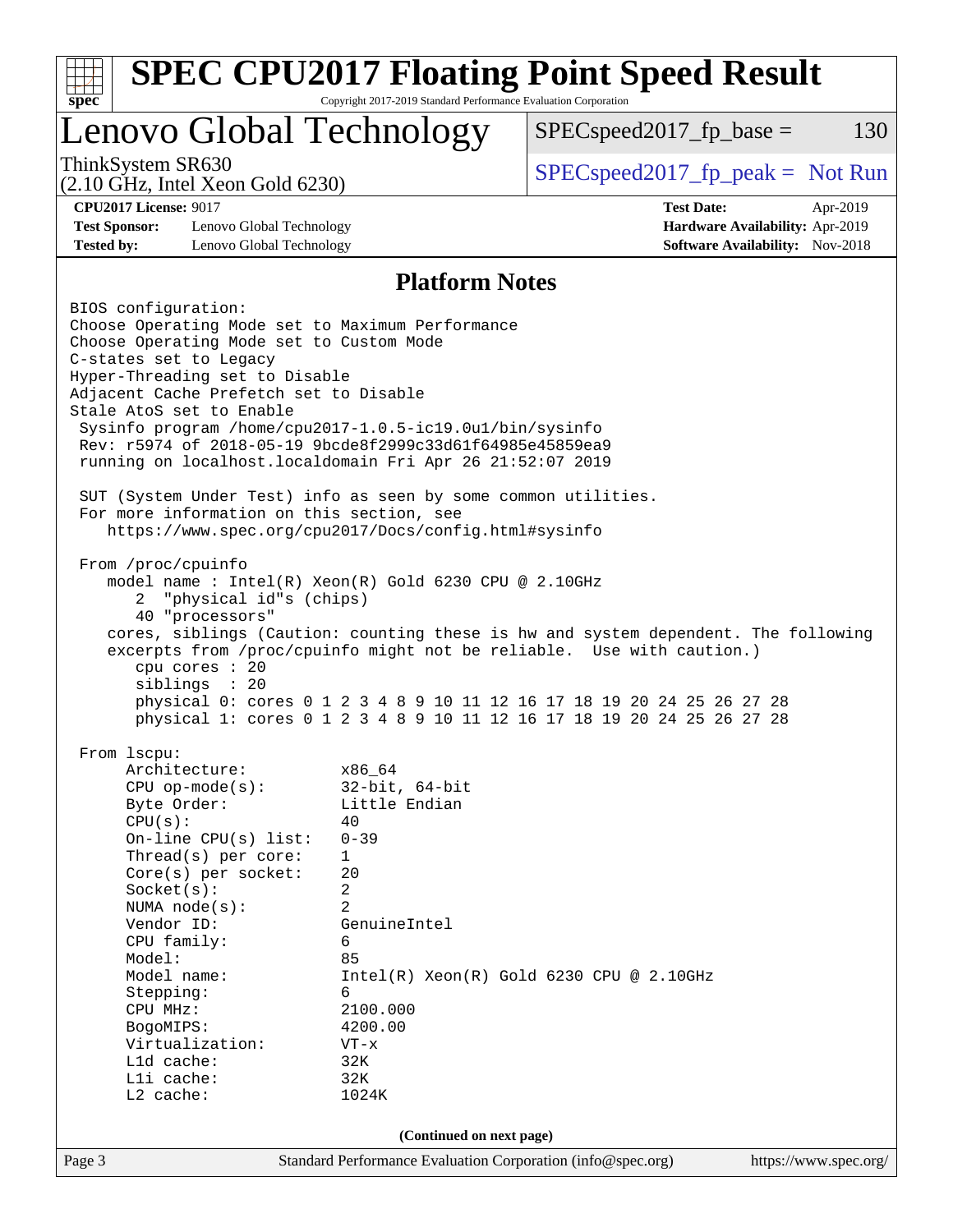# SPEC CPU2017 Floating Point Speed Result

Copyright 2017-2019 Standard Performance Evaluation Corporation

## Lenovo Global Technology

ThinkSystem SR630
(2.10 GHz, Intel Xeon Gold 6230)

SPECspeed2017_fp_base = 130

SPECspeed2017_fp_peak = Not Run

**CPU2017 License:** 9017
**Test Sponsor:** Lenovo Global Technology
**Tested by:** Lenovo Global Technology

**Test Date:** Apr-2019
**Hardware Availability:** Apr-2019
**Software Availability:** Nov-2018

### Platform Notes

```
BIOS configuration:
Choose Operating Mode set to Maximum Performance
Choose Operating Mode set to Custom Mode
C-states set to Legacy
Hyper-Threading set to Disable
Adjacent Cache Prefetch set to Disable
Stale AtoS set to Enable
 Sysinfo program /home/cpu2017-1.0.5-ic19.0u1/bin/sysinfo
 Rev: r5974 of 2018-05-19 9bcde8f2999c33d61f64985e45859ea9
 running on localhost.localdomain Fri Apr 26 21:52:07 2019

 SUT (System Under Test) info as seen by some common utilities.
 For more information on this section, see
    https://www.spec.org/cpu2017/Docs/config.html#sysinfo

 From /proc/cpuinfo
    model name : Intel(R) Xeon(R) Gold 6230 CPU @ 2.10GHz
       2  "physical id"s (chips)
       40 "processors"
    cores, siblings (Caution: counting these is hw and system dependent. The following
    excerpts from /proc/cpuinfo might not be reliable.  Use with caution.)
       cpu cores : 20
       siblings  : 20
       physical 0: cores 0 1 2 3 4 8 9 10 11 12 16 17 18 19 20 24 25 26 27 28
       physical 1: cores 0 1 2 3 4 8 9 10 11 12 16 17 18 19 20 24 25 26 27 28

 From lscpu:
      Architecture:          x86_64
      CPU op-mode(s):        32-bit, 64-bit
      Byte Order:            Little Endian
      CPU(s):                40
      On-line CPU(s) list:   0-39
      Thread(s) per core:    1
      Core(s) per socket:    20
      Socket(s):             2
      NUMA node(s):          2
      Vendor ID:             GenuineIntel
      CPU family:            6
      Model:                 85
      Model name:            Intel(R) Xeon(R) Gold 6230 CPU @ 2.10GHz
      Stepping:              6
      CPU MHz:               2100.000
      BogoMIPS:              4200.00
      Virtualization:        VT-x
      L1d cache:             32K
      L1i cache:             32K
      L2 cache:              1024K
```

(Continued on next page)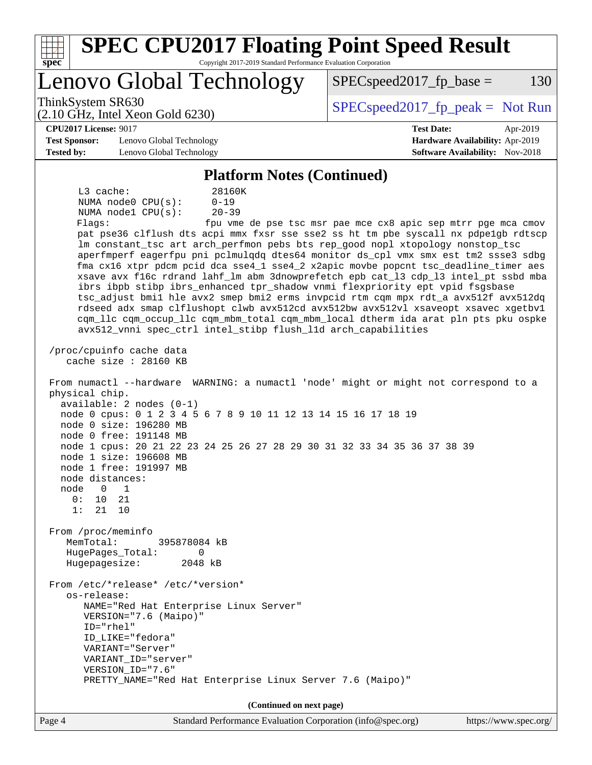## Platform Notes (Continued)

```
     L3 cache:              28160K
     NUMA node0 CPU(s):     0-19
     NUMA node1 CPU(s):     20-39
     Flags:                 fpu vme de pse tsc msr pae mce cx8 apic sep mtrr pge mca cmov
     pat pse36 clflush dts acpi mmx fxsr sse sse2 ss ht tm pbe syscall nx pdpe1gb rdtscp
     lm constant_tsc art arch_perfmon pebs bts rep_good nopl xtopology nonstop_tsc
     aperfmperf eagerfpu pni pclmulqdq dtes64 monitor ds_cpl vmx smx est tm2 ssse3 sdbg
     fma cx16 xtpr pdcm pcid dca sse4_1 sse4_2 x2apic movbe popcnt tsc_deadline_timer aes
     xsave avx f16c rdrand lahf_lm abm 3dnowprefetch epb cat_l3 cdp_l3 intel_pt ssbd mba
     ibrs ibpb stibp ibrs_enhanced tpr_shadow vnmi flexpriority ept vpid fsgsbase
     tsc_adjust bmi1 hle avx2 smep bmi2 erms invpcid rtm cqm mpx rdt_a avx512f avx512dq
     rdseed adx smap clflushopt clwb avx512cd avx512bw avx512vl xsaveopt xsavec xgetbv1
     cqm_llc cqm_occup_llc cqm_mbm_total cqm_mbm_local dtherm ida arat pln pts pku ospke
     avx512_vnni spec_ctrl intel_stibp flush_l1d arch_capabilities

 /proc/cpuinfo cache data
    cache size : 28160 KB

 From numactl --hardware  WARNING: a numactl 'node' might or might not correspond to a
 physical chip.
   available: 2 nodes (0-1)
   node 0 cpus: 0 1 2 3 4 5 6 7 8 9 10 11 12 13 14 15 16 17 18 19
   node 0 size: 196280 MB
   node 0 free: 191148 MB
   node 1 cpus: 20 21 22 23 24 25 26 27 28 29 30 31 32 33 34 35 36 37 38 39
   node 1 size: 196608 MB
   node 1 free: 191997 MB
   node distances:
   node   0   1
     0:  10  21
     1:  21  10

 From /proc/meminfo
    MemTotal:       395878084 kB
    HugePages_Total:       0
    Hugepagesize:       2048 kB

 From /etc/*release* /etc/*version*
    os-release:
       NAME="Red Hat Enterprise Linux Server"
       VERSION="7.6 (Maipo)"
       ID="rhel"
       ID_LIKE="fedora"
       VARIANT="Server"
       VARIANT_ID="server"
       VERSION_ID="7.6"
       PRETTY_NAME="Red Hat Enterprise Linux Server 7.6 (Maipo)"
```

(Continued on next page)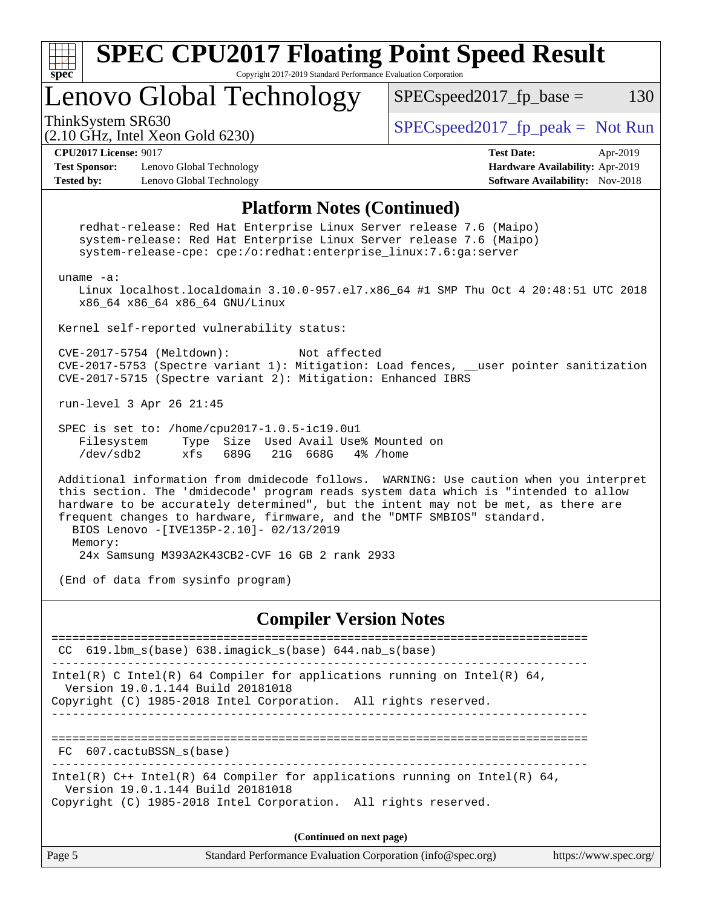# SPEC CPU2017 Floating Point Speed Result

Copyright 2017-2019 Standard Performance Evaluation Corporation

## Lenovo Global Technology

ThinkSystem SR630
(2.10 GHz, Intel Xeon Gold 6230)

SPECspeed2017_fp_base = 130

SPECspeed2017_fp_peak = Not Run

**CPU2017 License:** 9017
**Test Sponsor:** Lenovo Global Technology
**Tested by:** Lenovo Global Technology

**Test Date:** Apr-2019
**Hardware Availability:** Apr-2019
**Software Availability:** Nov-2018

### Platform Notes (Continued)

```
    redhat-release: Red Hat Enterprise Linux Server release 7.6 (Maipo)
    system-release: Red Hat Enterprise Linux Server release 7.6 (Maipo)
    system-release-cpe: cpe:/o:redhat:enterprise_linux:7.6:ga:server

 uname -a:
    Linux localhost.localdomain 3.10.0-957.el7.x86_64 #1 SMP Thu Oct 4 20:48:51 UTC 2018
    x86_64 x86_64 x86_64 GNU/Linux

 Kernel self-reported vulnerability status:

 CVE-2017-5754 (Meltdown):          Not affected
 CVE-2017-5753 (Spectre variant 1): Mitigation: Load fences, __user pointer sanitization
 CVE-2017-5715 (Spectre variant 2): Mitigation: Enhanced IBRS

 run-level 3 Apr 26 21:45

 SPEC is set to: /home/cpu2017-1.0.5-ic19.0u1
    Filesystem     Type  Size  Used Avail Use% Mounted on
    /dev/sdb2      xfs   689G   21G  668G   4% /home

 Additional information from dmidecode follows.  WARNING: Use caution when you interpret
 this section. The 'dmidecode' program reads system data which is "intended to allow
 hardware to be accurately determined", but the intent may not be met, as there are
 frequent changes to hardware, firmware, and the "DMTF SMBIOS" standard.
   BIOS Lenovo -[IVE135P-2.10]- 02/13/2019
   Memory:
    24x Samsung M393A2K43CB2-CVF 16 GB 2 rank 2933

 (End of data from sysinfo program)
```

### Compiler Version Notes

```
==============================================================================
 CC  619.lbm_s(base) 638.imagick_s(base) 644.nab_s(base)
------------------------------------------------------------------------------
Intel(R) C Intel(R) 64 Compiler for applications running on Intel(R) 64,
  Version 19.0.1.144 Build 20181018
Copyright (C) 1985-2018 Intel Corporation.  All rights reserved.
------------------------------------------------------------------------------

==============================================================================
 FC  607.cactuBSSN_s(base)
------------------------------------------------------------------------------
Intel(R) C++ Intel(R) 64 Compiler for applications running on Intel(R) 64,
  Version 19.0.1.144 Build 20181018
Copyright (C) 1985-2018 Intel Corporation.  All rights reserved.
```

(Continued on next page)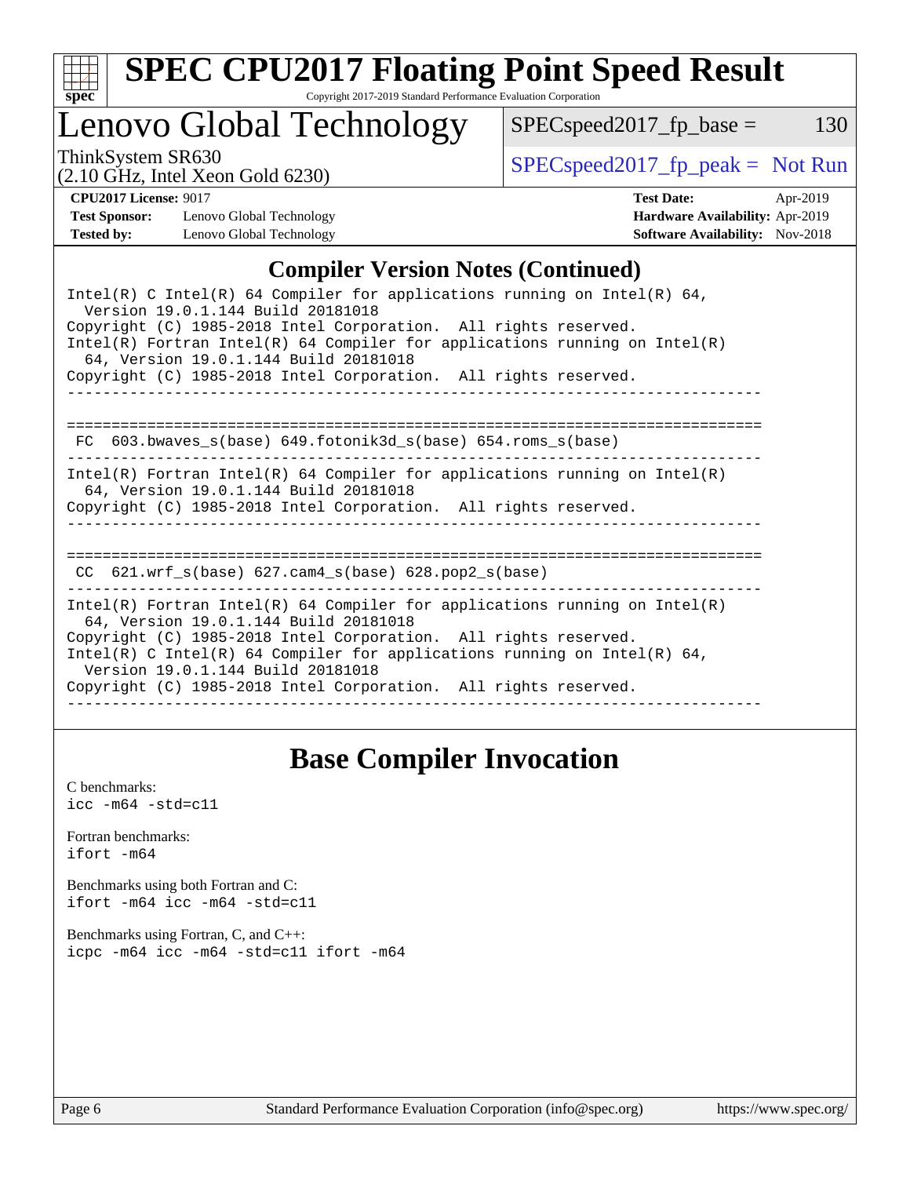## Compiler Version Notes (Continued)

```
Intel(R) C Intel(R) 64 Compiler for applications running on Intel(R) 64,
  Version 19.0.1.144 Build 20181018
Copyright (C) 1985-2018 Intel Corporation.  All rights reserved.
Intel(R) Fortran Intel(R) 64 Compiler for applications running on Intel(R)
  64, Version 19.0.1.144 Build 20181018
Copyright (C) 1985-2018 Intel Corporation.  All rights reserved.
------------------------------------------------------------------------------

==============================================================================
 FC  603.bwaves_s(base) 649.fotonik3d_s(base) 654.roms_s(base)
------------------------------------------------------------------------------
Intel(R) Fortran Intel(R) 64 Compiler for applications running on Intel(R)
  64, Version 19.0.1.144 Build 20181018
Copyright (C) 1985-2018 Intel Corporation.  All rights reserved.
------------------------------------------------------------------------------

==============================================================================
 CC  621.wrf_s(base) 627.cam4_s(base) 628.pop2_s(base)
------------------------------------------------------------------------------
Intel(R) Fortran Intel(R) 64 Compiler for applications running on Intel(R)
  64, Version 19.0.1.144 Build 20181018
Copyright (C) 1985-2018 Intel Corporation.  All rights reserved.
Intel(R) C Intel(R) 64 Compiler for applications running on Intel(R) 64,
  Version 19.0.1.144 Build 20181018
Copyright (C) 1985-2018 Intel Corporation.  All rights reserved.
------------------------------------------------------------------------------
```

## Base Compiler Invocation

C benchmarks:
`icc -m64 -std=c11`

Fortran benchmarks:
`ifort -m64`

Benchmarks using both Fortran and C:
`ifort -m64 icc -m64 -std=c11`

Benchmarks using Fortran, C, and C++:
`icpc -m64 icc -m64 -std=c11 ifort -m64`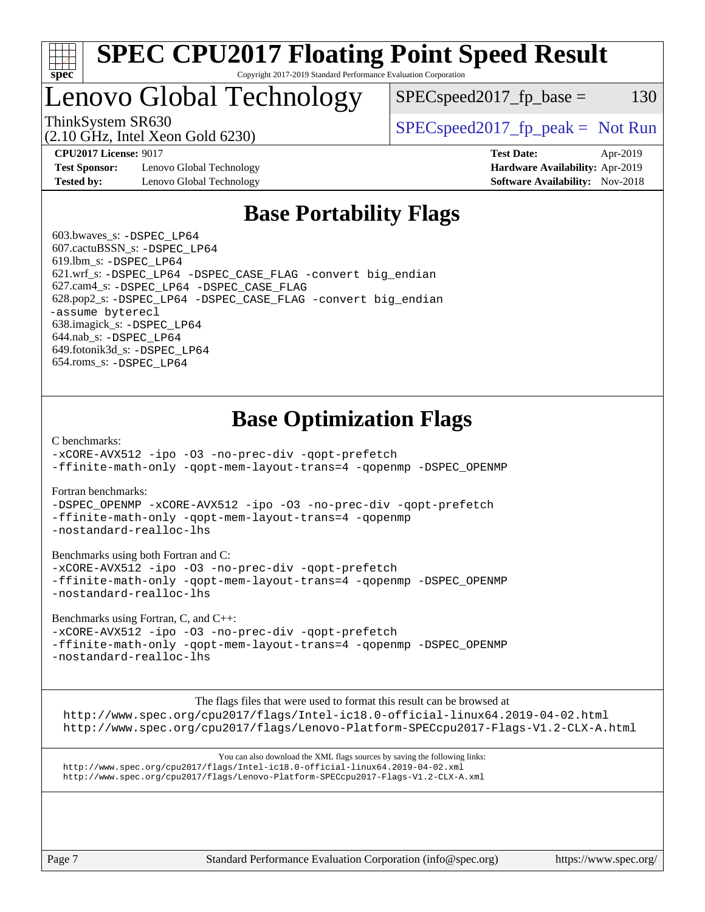# SPEC CPU2017 Floating Point Speed Result

Copyright 2017-2019 Standard Performance Evaluation Corporation

# Lenovo Global Technology

ThinkSystem SR630
(2.10 GHz, Intel Xeon Gold 6230)

SPECspeed2017_fp_base = 130

SPECspeed2017_fp_peak = Not Run

**CPU2017 License:** 9017
**Test Sponsor:** Lenovo Global Technology
**Tested by:** Lenovo Global Technology

**Test Date:** Apr-2019
**Hardware Availability:** Apr-2019
**Software Availability:** Nov-2018

## Base Portability Flags

603.bwaves_s: `-DSPEC_LP64`
607.cactuBSSN_s: `-DSPEC_LP64`
619.lbm_s: `-DSPEC_LP64`
621.wrf_s: `-DSPEC_LP64 -DSPEC_CASE_FLAG -convert big_endian`
627.cam4_s: `-DSPEC_LP64 -DSPEC_CASE_FLAG`
628.pop2_s: `-DSPEC_LP64 -DSPEC_CASE_FLAG -convert big_endian -assume byterecl`
638.imagick_s: `-DSPEC_LP64`
644.nab_s: `-DSPEC_LP64`
649.fotonik3d_s: `-DSPEC_LP64`
654.roms_s: `-DSPEC_LP64`

## Base Optimization Flags

C benchmarks:

```
-xCORE-AVX512 -ipo -O3 -no-prec-div -qopt-prefetch
-ffinite-math-only -qopt-mem-layout-trans=4 -qopenmp -DSPEC_OPENMP
```

Fortran benchmarks:

```
-DSPEC_OPENMP -xCORE-AVX512 -ipo -O3 -no-prec-div -qopt-prefetch
-ffinite-math-only -qopt-mem-layout-trans=4 -qopenmp
-nostandard-realloc-lhs
```

Benchmarks using both Fortran and C:

```
-xCORE-AVX512 -ipo -O3 -no-prec-div -qopt-prefetch
-ffinite-math-only -qopt-mem-layout-trans=4 -qopenmp -DSPEC_OPENMP
-nostandard-realloc-lhs
```

Benchmarks using Fortran, C, and C++:

```
-xCORE-AVX512 -ipo -O3 -no-prec-div -qopt-prefetch
-ffinite-math-only -qopt-mem-layout-trans=4 -qopenmp -DSPEC_OPENMP
-nostandard-realloc-lhs
```

The flags files that were used to format this result can be browsed at

http://www.spec.org/cpu2017/flags/Intel-ic18.0-official-linux64.2019-04-02.html
http://www.spec.org/cpu2017/flags/Lenovo-Platform-SPECcpu2017-Flags-V1.2-CLX-A.html

You can also download the XML flags sources by saving the following links:

http://www.spec.org/cpu2017/flags/Intel-ic18.0-official-linux64.2019-04-02.xml
http://www.spec.org/cpu2017/flags/Lenovo-Platform-SPECcpu2017-Flags-V1.2-CLX-A.xml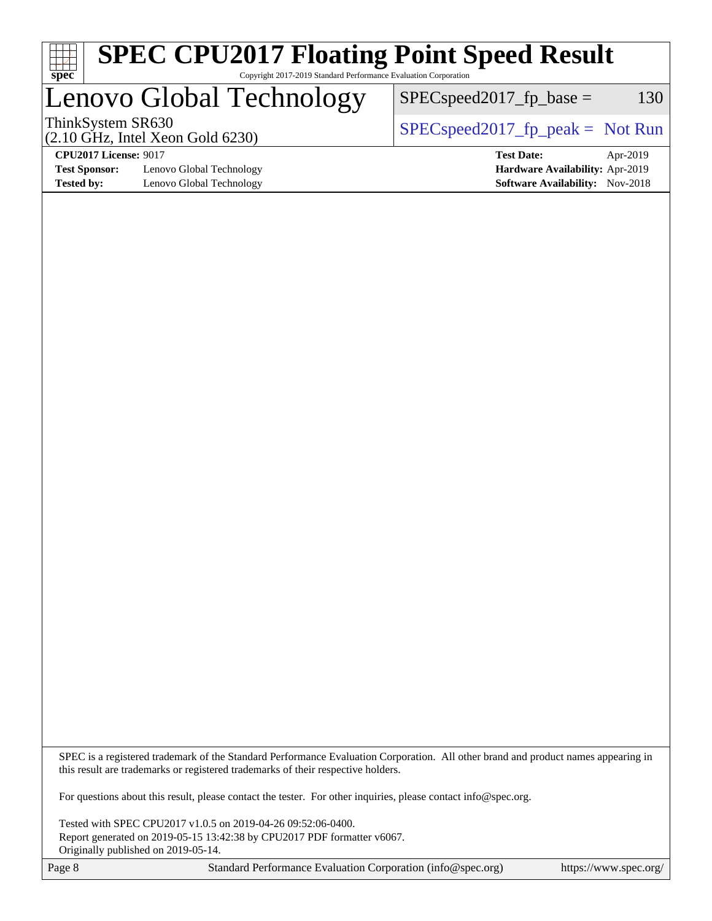SPEC is a registered trademark of the Standard Performance Evaluation Corporation. All other brand and product names appearing in this result are trademarks or registered trademarks of their respective holders.

For questions about this result, please contact the tester. For other inquiries, please contact info@spec.org.

Tested with SPEC CPU2017 v1.0.5 on 2019-04-26 09:52:06-0400.
Report generated on 2019-05-15 13:42:38 by CPU2017 PDF formatter v6067.
Originally published on 2019-05-14.